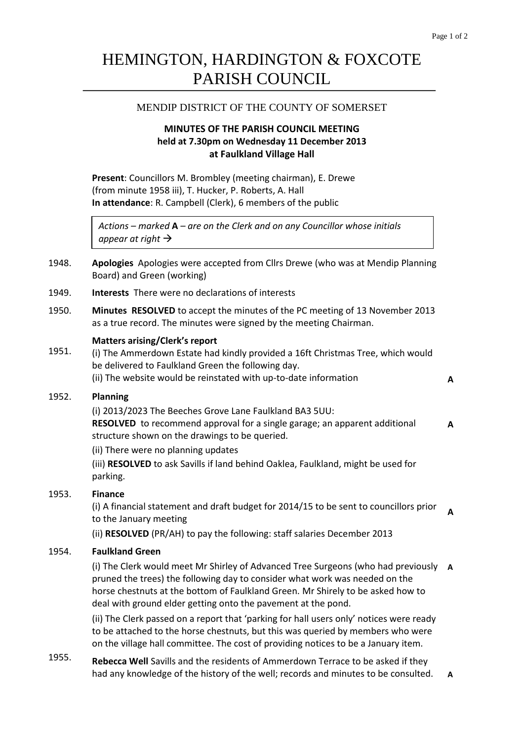# HEMINGTON, HARDINGTON & FOXCOTE PARISH COUNCIL

MENDIP DISTRICT OF THE COUNTY OF SOMERSET

**MINUTES OF THE PARISH COUNCIL MEETING**
**held at 7.30pm on Wednesday 11 December 2013**
**at Faulkland Village Hall**

**Present**: Councillors M. Brombley (meeting chairman), E. Drewe (from minute 1958 iii), T. Hucker, P. Roberts, A. Hall
**In attendance**: R. Campbell (Clerk), 6 members of the public

*Actions – marked* **A** *– are on the Clerk and on any Councillor whose initials appear at right →*

1948. **Apologies** Apologies were accepted from Cllrs Drewe (who was at Mendip Planning Board) and Green (working)

1949. **Interests** There were no declarations of interests

1950. **Minutes RESOLVED** to accept the minutes of the PC meeting of 13 November 2013 as a true record. The minutes were signed by the meeting Chairman.

1951. **Matters arising/Clerk's report**
(i) The Ammerdown Estate had kindly provided a 16ft Christmas Tree, which would be delivered to Faulkland Green the following day.
(ii) The website would be reinstated with up-to-date information **A**

1952. **Planning**
(i) 2013/2023 The Beeches Grove Lane Faulkland BA3 5UU:
**RESOLVED** to recommend approval for a single garage; an apparent additional structure shown on the drawings to be queried. **A**
(ii) There were no planning updates
(iii) **RESOLVED** to ask Savills if land behind Oaklea, Faulkland, might be used for parking.

1953. **Finance**
(i) A financial statement and draft budget for 2014/15 to be sent to councillors prior to the January meeting **A**
(ii) **RESOLVED** (PR/AH) to pay the following: staff salaries December 2013

1954. **Faulkland Green**
(i) The Clerk would meet Mr Shirley of Advanced Tree Surgeons (who had previously pruned the trees) the following day to consider what work was needed on the horse chestnuts at the bottom of Faulkland Green. Mr Shirely to be asked how to deal with ground elder getting onto the pavement at the pond. **A**
(ii) The Clerk passed on a report that 'parking for hall users only' notices were ready to be attached to the horse chestnuts, but this was queried by members who were on the village hall committee. The cost of providing notices to be a January item.

1955. **Rebecca Well** Savills and the residents of Ammerdown Terrace to be asked if they had any knowledge of the history of the well; records and minutes to be consulted. **A**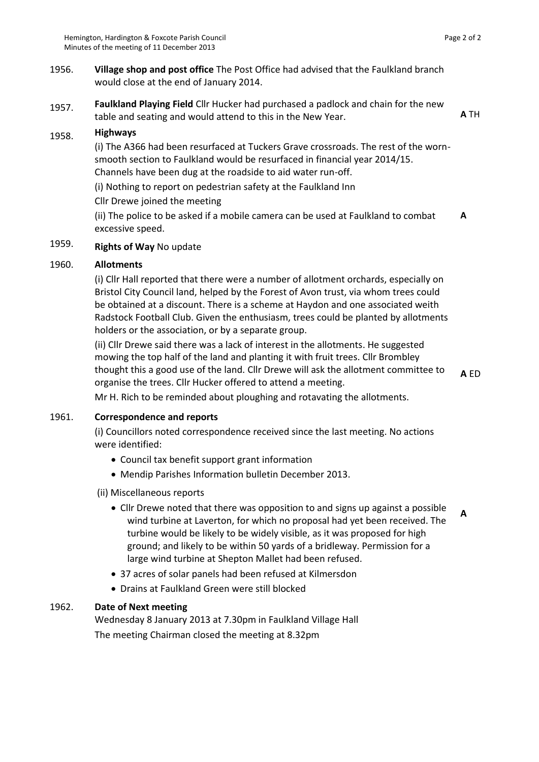1956. **Village shop and post office** The Post Office had advised that the Faulkland branch would close at the end of January 2014.

1957. **Faulkland Playing Field** Cllr Hucker had purchased a padlock and chain for the new table and seating and would attend to this in the New Year. **A** TH

1958. **Highways**

(i) The A366 had been resurfaced at Tuckers Grave crossroads. The rest of the worn-smooth section to Faulkland would be resurfaced in financial year 2014/15. Channels have been dug at the roadside to aid water run-off.

(i) Nothing to report on pedestrian safety at the Faulkland Inn

Cllr Drewe joined the meeting

(ii) The police to be asked if a mobile camera can be used at Faulkland to combat excessive speed. **A**

1959. **Rights of Way** No update

1960. **Allotments**

(i) Cllr Hall reported that there were a number of allotment orchards, especially on Bristol City Council land, helped by the Forest of Avon trust, via whom trees could be obtained at a discount. There is a scheme at Haydon and one associated weith Radstock Football Club. Given the enthusiasm, trees could be planted by allotments holders or the association, or by a separate group.

(ii) Cllr Drewe said there was a lack of interest in the allotments. He suggested mowing the top half of the land and planting it with fruit trees. Cllr Brombley thought this a good use of the land. Cllr Drewe will ask the allotment committee to organise the trees. Cllr Hucker offered to attend a meeting. **A** ED

Mr H. Rich to be reminded about ploughing and rotavating the allotments.

1961. **Correspondence and reports**

(i) Councillors noted correspondence received since the last meeting. No actions were identified:

- Council tax benefit support grant information
- Mendip Parishes Information bulletin December 2013.

(ii) Miscellaneous reports

- Cllr Drewe noted that there was opposition to and signs up against a possible wind turbine at Laverton, for which no proposal had yet been received. The turbine would be likely to be widely visible, as it was proposed for high ground; and likely to be within 50 yards of a bridleway. Permission for a large wind turbine at Shepton Mallet had been refused. **A**
- 37 acres of solar panels had been refused at Kilmersdon
- Drains at Faulkland Green were still blocked

1962. **Date of Next meeting**

Wednesday 8 January 2013 at 7.30pm in Faulkland Village Hall

The meeting Chairman closed the meeting at 8.32pm